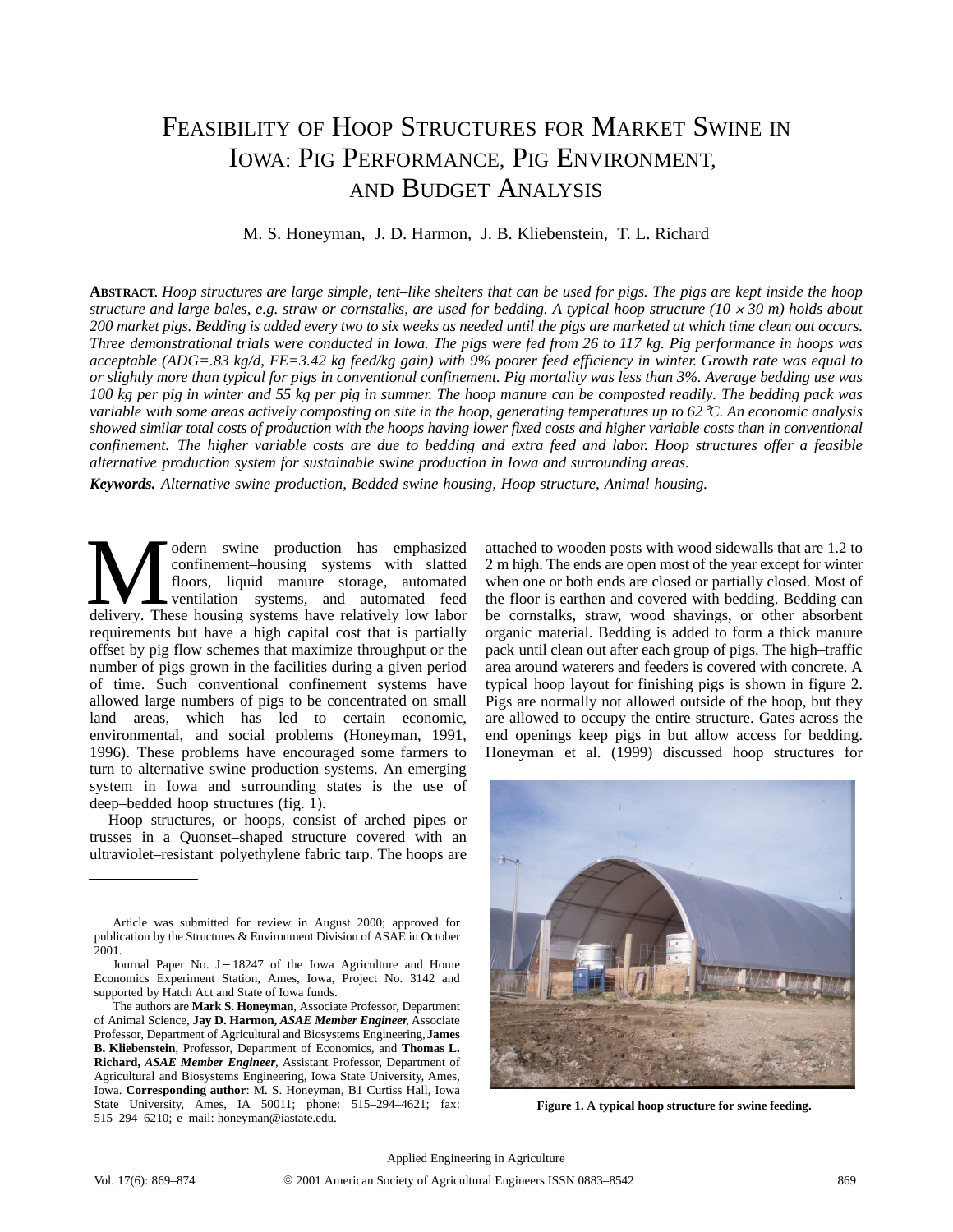# Feasibility of Hoop Structures for Market Swine in Iowa: Pig Performance, Pig Environment, and Budget Analysis

M. S. Honeyman, J. D. Harmon, J. B. Kliebenstein, T. L. Richard

**Abstract.** *Hoop structures are large simple, tent–like shelters that can be used for pigs. The pigs are kept inside the hoop structure and large bales, e.g. straw or cornstalks, are used for bedding. A typical hoop structure (10 × 30 m) holds about 200 market pigs. Bedding is added every two to six weeks as needed until the pigs are marketed at which time clean out occurs. Three demonstrational trials were conducted in Iowa. The pigs were fed from 26 to 117 kg. Pig performance in hoops was acceptable (ADG=.83 kg/d, FE=3.42 kg feed/kg gain) with 9% poorer feed efficiency in winter. Growth rate was equal to or slightly more than typical for pigs in conventional confinement. Pig mortality was less than 3%. Average bedding use was 100 kg per pig in winter and 55 kg per pig in summer. The hoop manure can be composted readily. The bedding pack was variable with some areas actively composting on site in the hoop, generating temperatures up to 62°C. An economic analysis showed similar total costs of production with the hoops having lower fixed costs and higher variable costs than in conventional confinement. The higher variable costs are due to bedding and extra feed and labor. Hoop structures offer a feasible alternative production system for sustainable swine production in Iowa and surrounding areas.*

***Keywords.*** *Alternative swine production, Bedded swine housing, Hoop structure, Animal housing.*

Modern swine production has emphasized confinement–housing systems with slatted floors, liquid manure storage, automated ventilation systems, and automated feed delivery. These housing systems have relatively low labor requirements but have a high capital cost that is partially offset by pig flow schemes that maximize throughput or the number of pigs grown in the facilities during a given period of time. Such conventional confinement systems have allowed large numbers of pigs to be concentrated on small land areas, which has led to certain economic, environmental, and social problems (Honeyman, 1991, 1996). These problems have encouraged some farmers to turn to alternative swine production systems. An emerging system in Iowa and surrounding states is the use of deep–bedded hoop structures (fig. 1).

Hoop structures, or hoops, consist of arched pipes or trusses in a Quonset–shaped structure covered with an ultraviolet–resistant polyethylene fabric tarp. The hoops are attached to wooden posts with wood sidewalls that are 1.2 to 2 m high. The ends are open most of the year except for winter when one or both ends are closed or partially closed. Most of the floor is earthen and covered with bedding. Bedding can be cornstalks, straw, wood shavings, or other absorbent organic material. Bedding is added to form a thick manure pack until clean out after each group of pigs. The high–traffic area around waterers and feeders is covered with concrete. A typical hoop layout for finishing pigs is shown in figure 2. Pigs are normally not allowed outside of the hoop, but they are allowed to occupy the entire structure. Gates across the end openings keep pigs in but allow access for bedding. Honeyman et al. (1999) discussed hoop structures for

Figure 1. A typical hoop structure for swine feeding.

---

Article was submitted for review in August 2000; approved for publication by the Structures & Environment Division of ASAE in October 2001.

Journal Paper No. J–18247 of the Iowa Agriculture and Home Economics Experiment Station, Ames, Iowa, Project No. 3142 and supported by Hatch Act and State of Iowa funds.

The authors are **Mark S. Honeyman**, Associate Professor, Department of Animal Science, **Jay D. Harmon,** ***ASAE Member Engineer***, Associate Professor, Department of Agricultural and Biosystems Engineering, **James B. Kliebenstein**, Professor, Department of Economics, and **Thomas L. Richard,** ***ASAE Member Engineer***, Assistant Professor, Department of Agricultural and Biosystems Engineering, Iowa State University, Ames, Iowa. **Corresponding author**: M. S. Honeyman, B1 Curtiss Hall, Iowa State University, Ames, IA 50011; phone: 515–294–4621; fax: 515–294–6210; e–mail: honeyman@iastate.edu.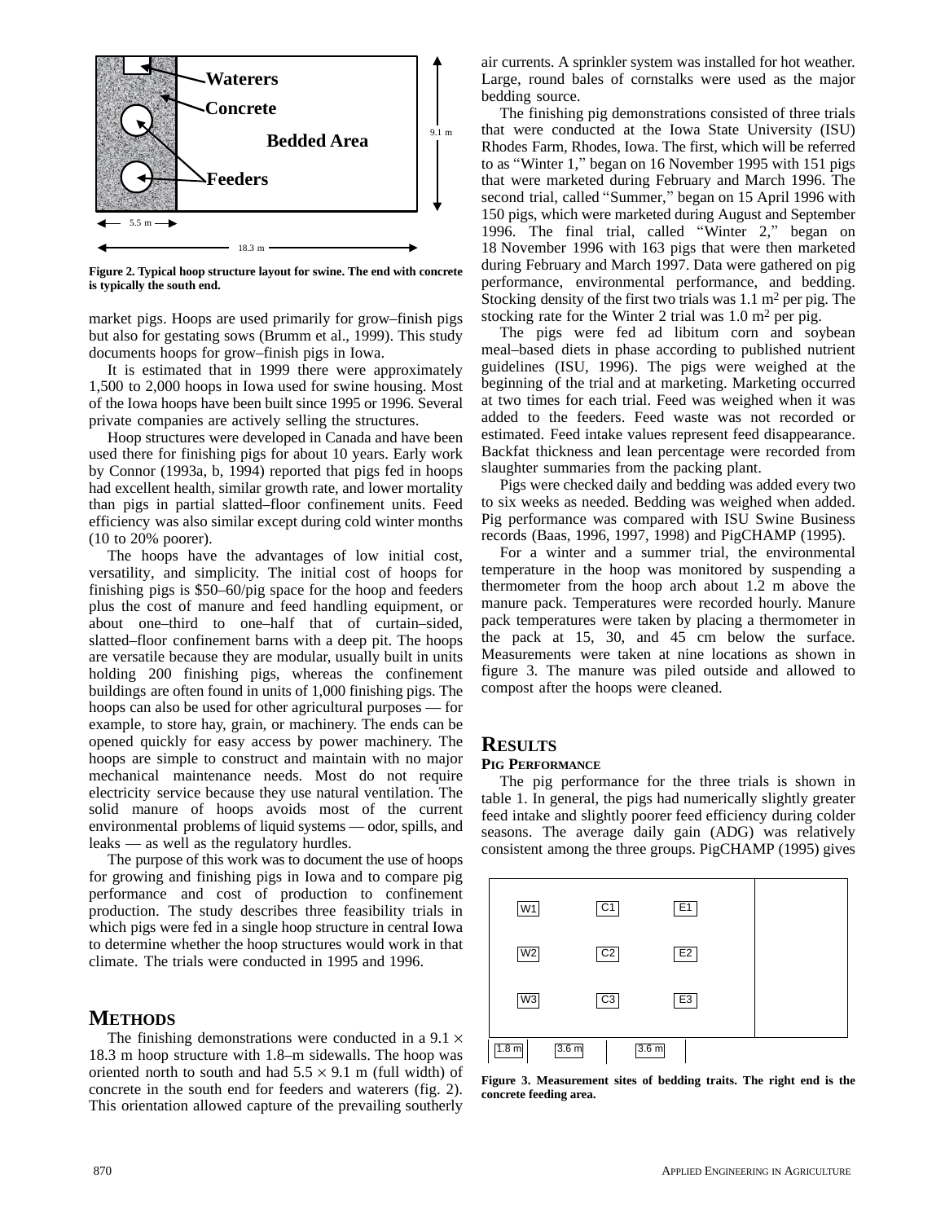Figure 2. Typical hoop structure layout for swine. The end with concrete is typically the south end.

market pigs. Hoops are used primarily for grow–finish pigs but also for gestating sows (Brumm et al., 1999). This study documents hoops for grow–finish pigs in Iowa.

It is estimated that in 1999 there were approximately 1,500 to 2,000 hoops in Iowa used for swine housing. Most of the Iowa hoops have been built since 1995 or 1996. Several private companies are actively selling the structures.

Hoop structures were developed in Canada and have been used there for finishing pigs for about 10 years. Early work by Connor (1993a, b, 1994) reported that pigs fed in hoops had excellent health, similar growth rate, and lower mortality than pigs in partial slatted–floor confinement units. Feed efficiency was also similar except during cold winter months (10 to 20% poorer).

The hoops have the advantages of low initial cost, versatility, and simplicity. The initial cost of hoops for finishing pigs is \$50–60/pig space for the hoop and feeders plus the cost of manure and feed handling equipment, or about one–third to one–half that of curtain–sided, slatted–floor confinement barns with a deep pit. The hoops are versatile because they are modular, usually built in units holding 200 finishing pigs, whereas the confinement buildings are often found in units of 1,000 finishing pigs. The hoops can also be used for other agricultural purposes — for example, to store hay, grain, or machinery. The ends can be opened quickly for easy access by power machinery. The hoops are simple to construct and maintain with no major mechanical maintenance needs. Most do not require electricity service because they use natural ventilation. The solid manure of hoops avoids most of the current environmental problems of liquid systems — odor, spills, and leaks — as well as the regulatory hurdles.

The purpose of this work was to document the use of hoops for growing and finishing pigs in Iowa and to compare pig performance and cost of production to confinement production. The study describes three feasibility trials in which pigs were fed in a single hoop structure in central Iowa to determine whether the hoop structures would work in that climate. The trials were conducted in 1995 and 1996.

## Methods

The finishing demonstrations were conducted in a 9.1 × 18.3 m hoop structure with 1.8–m sidewalls. The hoop was oriented north to south and had 5.5 × 9.1 m (full width) of concrete in the south end for feeders and waterers (fig. 2). This orientation allowed capture of the prevailing southerly air currents. A sprinkler system was installed for hot weather. Large, round bales of cornstalks were used as the major bedding source.

The finishing pig demonstrations consisted of three trials that were conducted at the Iowa State University (ISU) Rhodes Farm, Rhodes, Iowa. The first, which will be referred to as "Winter 1," began on 16 November 1995 with 151 pigs that were marketed during February and March 1996. The second trial, called "Summer," began on 15 April 1996 with 150 pigs, which were marketed during August and September 1996. The final trial, called "Winter 2," began on 18 November 1996 with 163 pigs that were then marketed during February and March 1997. Data were gathered on pig performance, environmental performance, and bedding. Stocking density of the first two trials was 1.1 $m^2$ per pig. The stocking rate for the Winter 2 trial was 1.0 $m^2$ per pig.

The pigs were fed ad libitum corn and soybean meal–based diets in phase according to published nutrient guidelines (ISU, 1996). The pigs were weighed at the beginning of the trial and at marketing. Marketing occurred at two times for each trial. Feed was weighed when it was added to the feeders. Feed waste was not recorded or estimated. Feed intake values represent feed disappearance. Backfat thickness and lean percentage were recorded from slaughter summaries from the packing plant.

Pigs were checked daily and bedding was added every two to six weeks as needed. Bedding was weighed when added. Pig performance was compared with ISU Swine Business records (Baas, 1996, 1997, 1998) and PigCHAMP (1995).

For a winter and a summer trial, the environmental temperature in the hoop was monitored by suspending a thermometer from the hoop arch about 1.2 m above the manure pack. Temperatures were recorded hourly. Manure pack temperatures were taken by placing a thermometer in the pack at 15, 30, and 45 cm below the surface. Measurements were taken at nine locations as shown in figure 3. The manure was piled outside and allowed to compost after the hoops were cleaned.

## Results

### Pig Performance

The pig performance for the three trials is shown in table 1. In general, the pigs had numerically slightly greater feed intake and slightly poorer feed efficiency during colder seasons. The average daily gain (ADG) was relatively consistent among the three groups. PigCHAMP (1995) gives

Figure 3. Measurement sites of bedding traits. The right end is the concrete feeding area.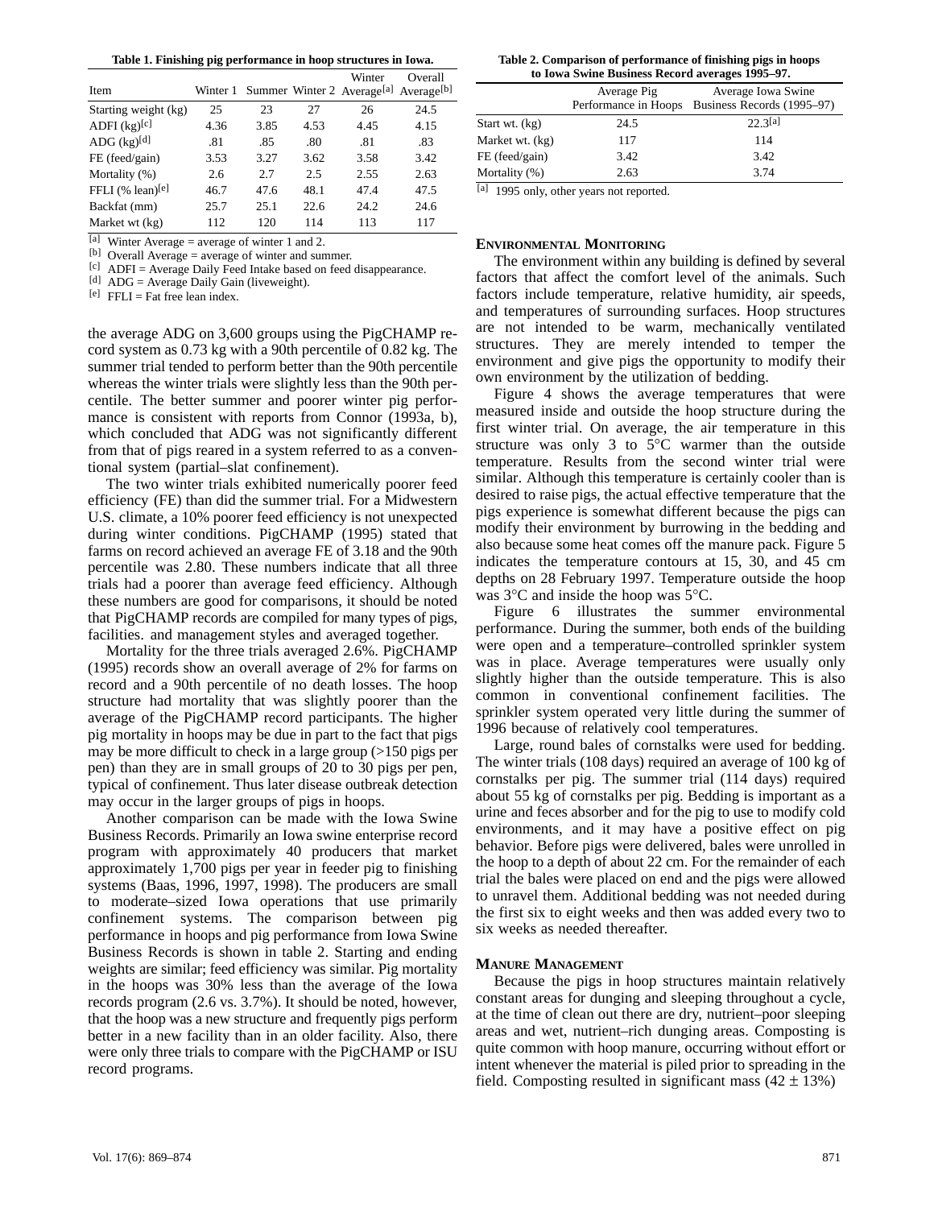Table 1. Finishing pig performance in hoop structures in Iowa.

| Item | Winter 1 | Summer | Winter 2 | Winter Average[a] | Overall Average[b] |
|---|---|---|---|---|---|
| Starting weight (kg) | 25 | 23 | 27 | 26 | 24.5 |
| ADFI (kg)[c] | 4.36 | 3.85 | 4.53 | 4.45 | 4.15 |
| ADG (kg)[d] | .81 | .85 | .80 | .81 | .83 |
| FE (feed/gain) | 3.53 | 3.27 | 3.62 | 3.58 | 3.42 |
| Mortality (%) | 2.6 | 2.7 | 2.5 | 2.55 | 2.63 |
| FFLI (% lean)[e] | 46.7 | 47.6 | 48.1 | 47.4 | 47.5 |
| Backfat (mm) | 25.7 | 25.1 | 22.6 | 24.2 | 24.6 |
| Market wt (kg) | 112 | 120 | 114 | 113 | 117 |

[a] Winter Average = average of winter 1 and 2.
[b] Overall Average = average of winter and summer.
[c] ADFI = Average Daily Feed Intake based on feed disappearance.
[d] ADG = Average Daily Gain (liveweight).
[e] FFLI = Fat free lean index.

the average ADG on 3,600 groups using the PigCHAMP record system as 0.73 kg with a 90th percentile of 0.82 kg. The summer trial tended to perform better than the 90th percentile whereas the winter trials were slightly less than the 90th percentile. The better summer and poorer winter pig performance is consistent with reports from Connor (1993a, b), which concluded that ADG was not significantly different from that of pigs reared in a system referred to as a conventional system (partial–slat confinement).

The two winter trials exhibited numerically poorer feed efficiency (FE) than did the summer trial. For a Midwestern U.S. climate, a 10% poorer feed efficiency is not unexpected during winter conditions. PigCHAMP (1995) stated that farms on record achieved an average FE of 3.18 and the 90th percentile was 2.80. These numbers indicate that all three trials had a poorer than average feed efficiency. Although these numbers are good for comparisons, it should be noted that PigCHAMP records are compiled for many types of pigs, facilities. and management styles and averaged together.

Mortality for the three trials averaged 2.6%. PigCHAMP (1995) records show an overall average of 2% for farms on record and a 90th percentile of no death losses. The hoop structure had mortality that was slightly poorer than the average of the PigCHAMP record participants. The higher pig mortality in hoops may be due in part to the fact that pigs may be more difficult to check in a large group (>150 pigs per pen) than they are in small groups of 20 to 30 pigs per pen, typical of confinement. Thus later disease outbreak detection may occur in the larger groups of pigs in hoops.

Another comparison can be made with the Iowa Swine Business Records. Primarily an Iowa swine enterprise record program with approximately 40 producers that market approximately 1,700 pigs per year in feeder pig to finishing systems (Baas, 1996, 1997, 1998). The producers are small to moderate–sized Iowa operations that use primarily confinement systems. The comparison between pig performance in hoops and pig performance from Iowa Swine Business Records is shown in table 2. Starting and ending weights are similar; feed efficiency was similar. Pig mortality in the hoops was 30% less than the average of the Iowa records program (2.6 vs. 3.7%). It should be noted, however, that the hoop was a new structure and frequently pigs perform better in a new facility than in an older facility. Also, there were only three trials to compare with the PigCHAMP or ISU record programs.

Table 2. Comparison of performance of finishing pigs in hoops to Iowa Swine Business Record averages 1995–97.

| | Average Pig Performance in Hoops | Average Iowa Swine Business Records (1995–97) |
|---|---|---|
| Start wt. (kg) | 24.5 | 22.3[a] |
| Market wt. (kg) | 117 | 114 |
| FE (feed/gain) | 3.42 | 3.42 |
| Mortality (%) | 2.63 | 3.74 |

[a] 1995 only, other years not reported.

## Environmental Monitoring

The environment within any building is defined by several factors that affect the comfort level of the animals. Such factors include temperature, relative humidity, air speeds, and temperatures of surrounding surfaces. Hoop structures are not intended to be warm, mechanically ventilated structures. They are merely intended to temper the environment and give pigs the opportunity to modify their own environment by the utilization of bedding.

Figure 4 shows the average temperatures that were measured inside and outside the hoop structure during the first winter trial. On average, the air temperature in this structure was only 3 to 5°C warmer than the outside temperature. Results from the second winter trial were similar. Although this temperature is certainly cooler than is desired to raise pigs, the actual effective temperature that the pigs experience is somewhat different because the pigs can modify their environment by burrowing in the bedding and also because some heat comes off the manure pack. Figure 5 indicates the temperature contours at 15, 30, and 45 cm depths on 28 February 1997. Temperature outside the hoop was 3°C and inside the hoop was 5°C.

Figure 6 illustrates the summer environmental performance. During the summer, both ends of the building were open and a temperature–controlled sprinkler system was in place. Average temperatures were usually only slightly higher than the outside temperature. This is also common in conventional confinement facilities. The sprinkler system operated very little during the summer of 1996 because of relatively cool temperatures.

Large, round bales of cornstalks were used for bedding. The winter trials (108 days) required an average of 100 kg of cornstalks per pig. The summer trial (114 days) required about 55 kg of cornstalks per pig. Bedding is important as a urine and feces absorber and for the pig to use to modify cold environments, and it may have a positive effect on pig behavior. Before pigs were delivered, bales were unrolled in the hoop to a depth of about 22 cm. For the remainder of each trial the bales were placed on end and the pigs were allowed to unravel them. Additional bedding was not needed during the first six to eight weeks and then was added every two to six weeks as needed thereafter.

## Manure Management

Because the pigs in hoop structures maintain relatively constant areas for dunging and sleeping throughout a cycle, at the time of clean out there are dry, nutrient–poor sleeping areas and wet, nutrient–rich dunging areas. Composting is quite common with hoop manure, occurring without effort or intent whenever the material is piled prior to spreading in the field. Composting resulted in significant mass (42 ± 13%)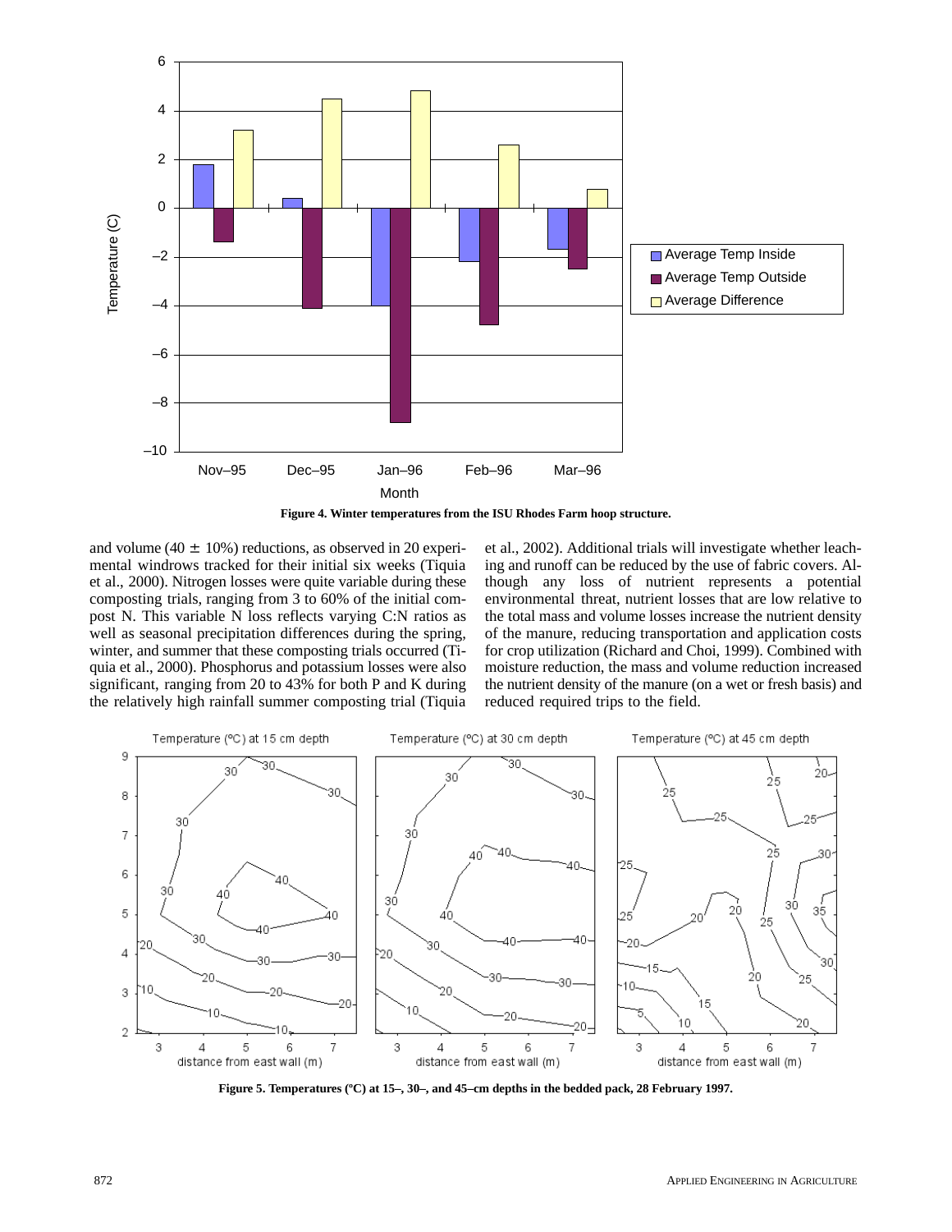**Figure 4. Winter temperatures from the ISU Rhodes Farm hoop structure.**

and volume (40 ± 10%) reductions, as observed in 20 experimental windrows tracked for their initial six weeks (Tiquia et al., 2000). Nitrogen losses were quite variable during these composting trials, ranging from 3 to 60% of the initial compost N. This variable N loss reflects varying C:N ratios as well as seasonal precipitation differences during the spring, winter, and summer that these composting trials occurred (Tiquia et al., 2000). Phosphorus and potassium losses were also significant, ranging from 20 to 43% for both P and K during the relatively high rainfall summer composting trial (Tiquia et al., 2002). Additional trials will investigate whether leaching and runoff can be reduced by the use of fabric covers. Although any loss of nutrient represents a potential environmental threat, nutrient losses that are low relative to the total mass and volume losses increase the nutrient density of the manure, reducing transportation and application costs for crop utilization (Richard and Choi, 1999). Combined with moisture reduction, the mass and volume reduction increased the nutrient density of the manure (on a wet or fresh basis) and reduced required trips to the field.

**Figure 5. Temperatures (°C) at 15–, 30–, and 45–cm depths in the bedded pack, 28 February 1997.**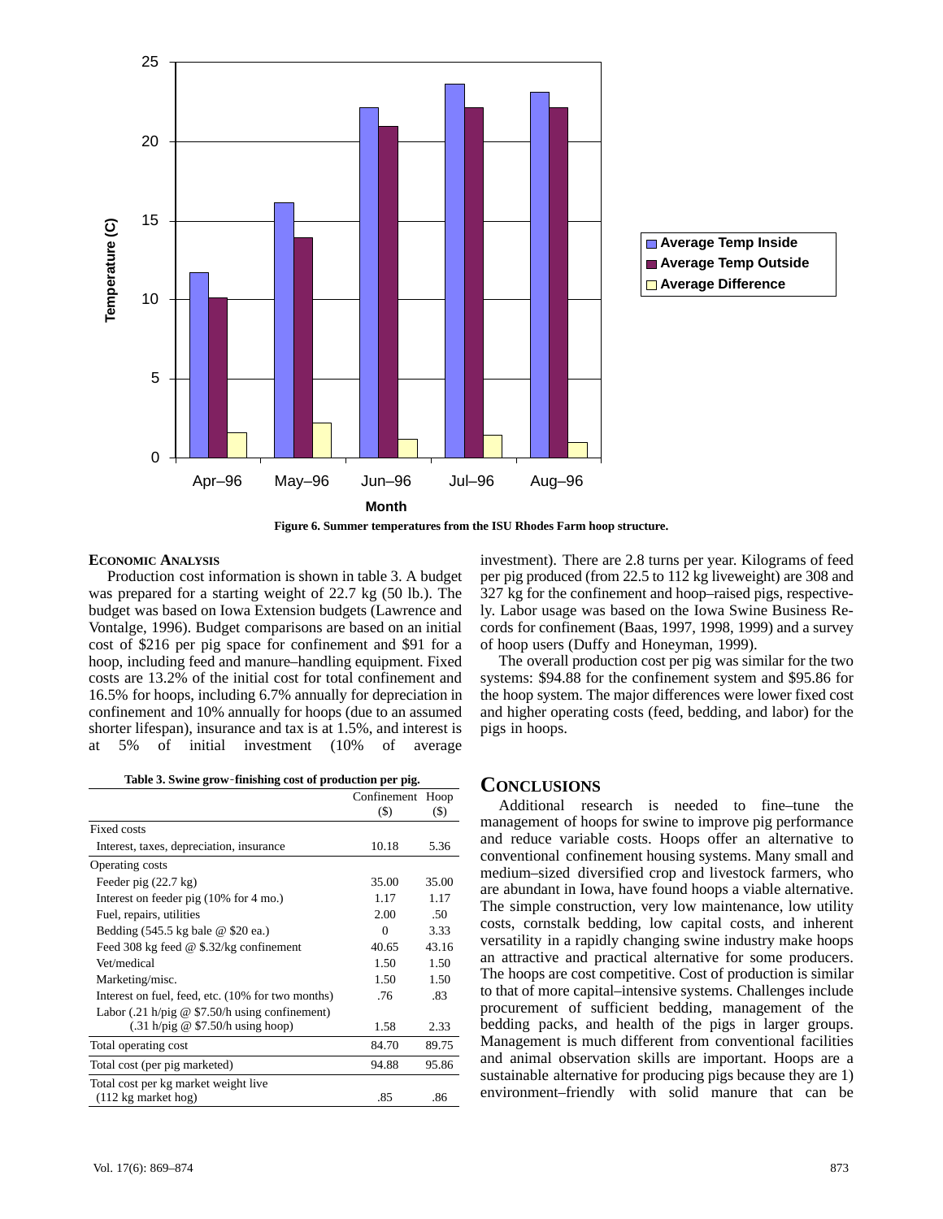Figure 6. Summer temperatures from the ISU Rhodes Farm hoop structure.

## ECONOMIC ANALYSIS

Production cost information is shown in table 3. A budget was prepared for a starting weight of 22.7 kg (50 lb.). The budget was based on Iowa Extension budgets (Lawrence and Vontalge, 1996). Budget comparisons are based on an initial cost of $216 per pig space for confinement and $91 for a hoop, including feed and manure–handling equipment. Fixed costs are 13.2% of the initial cost for total confinement and 16.5% for hoops, including 6.7% annually for depreciation in confinement and 10% annually for hoops (due to an assumed shorter lifespan), insurance and tax is at 1.5%, and interest is at 5% of initial investment (10% of average investment). There are 2.8 turns per year. Kilograms of feed per pig produced (from 22.5 to 112 kg liveweight) are 308 and 327 kg for the confinement and hoop–raised pigs, respectively. Labor usage was based on the Iowa Swine Business Records for confinement (Baas, 1997, 1998, 1999) and a survey of hoop users (Duffy and Honeyman, 1999).

The overall production cost per pig was similar for the two systems: $94.88 for the confinement system and $95.86 for the hoop system. The major differences were lower fixed cost and higher operating costs (feed, bedding, and labor) for the pigs in hoops.

**Table 3. Swine grow-finishing cost of production per pig.**

| | Confinement ($) | Hoop ($) |
|---|---|---|
| Fixed costs | | |
| Interest, taxes, depreciation, insurance | 10.18 | 5.36 |
| Operating costs | | |
| Feeder pig (22.7 kg) | 35.00 | 35.00 |
| Interest on feeder pig (10% for 4 mo.) | 1.17 | 1.17 |
| Fuel, repairs, utilities | 2.00 | .50 |
| Bedding (545.5 kg bale @ $20 ea.) | 0 | 3.33 |
| Feed 308 kg feed @ $.32/kg confinement | 40.65 | 43.16 |
| Vet/medical | 1.50 | 1.50 |
| Marketing/misc. | 1.50 | 1.50 |
| Interest on fuel, feed, etc. (10% for two months) | .76 | .83 |
| Labor (.21 h/pig @ $7.50/h using confinement) (.31 h/pig @ $7.50/h using hoop) | 1.58 | 2.33 |
| Total operating cost | 84.70 | 89.75 |
| Total cost (per pig marketed) | 94.88 | 95.86 |
| Total cost per kg market weight live (112 kg market hog) | .85 | .86 |

## CONCLUSIONS

Additional research is needed to fine–tune the management of hoops for swine to improve pig performance and reduce variable costs. Hoops offer an alternative to conventional confinement housing systems. Many small and medium–sized diversified crop and livestock farmers, who are abundant in Iowa, have found hoops a viable alternative. The simple construction, very low maintenance, low utility costs, cornstalk bedding, low capital costs, and inherent versatility in a rapidly changing swine industry make hoops an attractive and practical alternative for some producers. The hoops are cost competitive. Cost of production is similar to that of more capital–intensive systems. Challenges include procurement of sufficient bedding, management of the bedding packs, and health of the pigs in larger groups. Management is much different from conventional facilities and animal observation skills are important. Hoops are a sustainable alternative for producing pigs because they are 1) environment–friendly with solid manure that can be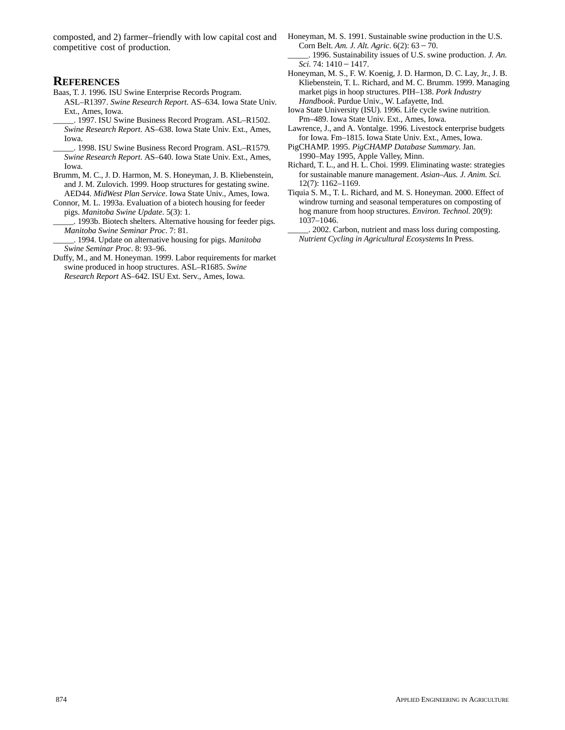composted, and 2) farmer–friendly with low capital cost and competitive cost of production.

## REFERENCES

Baas, T. J. 1996. ISU Swine Enterprise Records Program. ASL–R1397. *Swine Research Report*. AS–634. Iowa State Univ. Ext., Ames, Iowa.

_____. 1997. ISU Swine Business Record Program. ASL–R1502. *Swine Research Report*. AS–638. Iowa State Univ. Ext., Ames, Iowa.

_____. 1998. ISU Swine Business Record Program. ASL–R1579. *Swine Research Report*. AS–640. Iowa State Univ. Ext., Ames, Iowa.

Brumm, M. C., J. D. Harmon, M. S. Honeyman, J. B. Kliebenstein, and J. M. Zulovich. 1999. Hoop structures for gestating swine. AED44. *MidWest Plan Service*. Iowa State Univ., Ames, Iowa.

Connor, M. L. 1993a. Evaluation of a biotech housing for feeder pigs. *Manitoba Swine Update*. 5(3): 1.

_____. 1993b. Biotech shelters. Alternative housing for feeder pigs. *Manitoba Swine Seminar Proc*. 7: 81.

_____. 1994. Update on alternative housing for pigs. *Manitoba Swine Seminar Proc*. 8: 93–96.

Duffy, M., and M. Honeyman. 1999. Labor requirements for market swine produced in hoop structures. ASL–R1685. *Swine Research Report* AS–642. ISU Ext. Serv., Ames, Iowa.

Honeyman, M. S. 1991. Sustainable swine production in the U.S. Corn Belt. *Am. J. Alt. Agric*. 6(2): 63 – 70.

_____. 1996. Sustainability issues of U.S. swine production. *J. An. Sci*. 74: 1410 – 1417.

Honeyman, M. S., F. W. Koenig, J. D. Harmon, D. C. Lay, Jr., J. B. Kliebenstein, T. L. Richard, and M. C. Brumm. 1999. Managing market pigs in hoop structures. PIH–138. *Pork Industry Handbook*. Purdue Univ., W. Lafayette, Ind.

Iowa State University (ISU). 1996. Life cycle swine nutrition. Pm–489. Iowa State Univ. Ext., Ames, Iowa.

Lawrence, J., and A. Vontalge. 1996. Livestock enterprise budgets for Iowa. Fm–1815. Iowa State Univ. Ext., Ames, Iowa.

PigCHAMP. 1995. *PigCHAMP Database Summary*. Jan. 1990–May 1995, Apple Valley, Minn.

Richard, T. L., and H. L. Choi. 1999. Eliminating waste: strategies for sustainable manure management. *Asian–Aus. J. Anim. Sci.* 12(7): 1162–1169.

Tiquia S. M., T. L. Richard, and M. S. Honeyman. 2000. Effect of windrow turning and seasonal temperatures on composting of hog manure from hoop structures. *Environ. Technol.* 20(9): 1037–1046.

_____. 2002. Carbon, nutrient and mass loss during composting. *Nutrient Cycling in Agricultural Ecosystems* In Press.